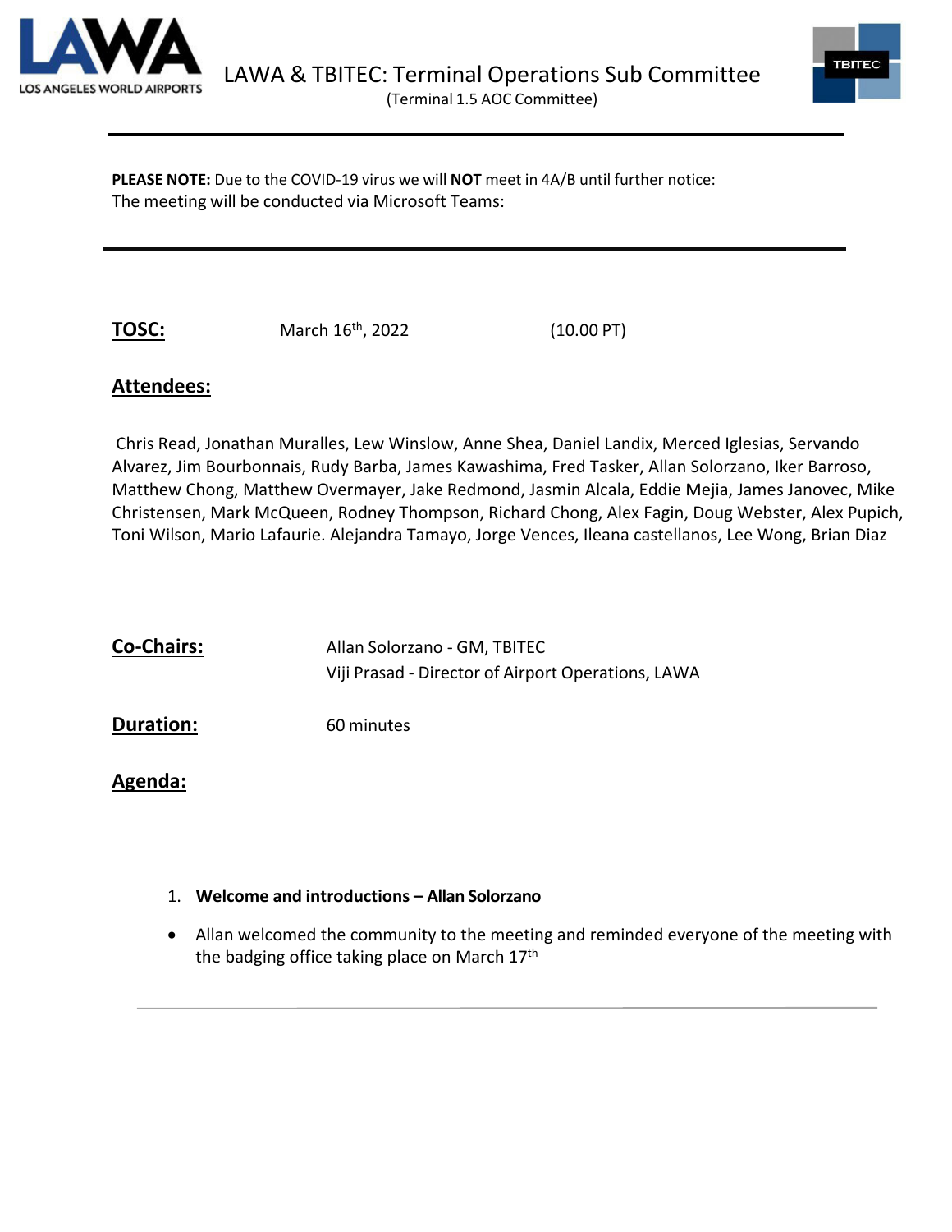# LAWA & TBITEC: Terminal Operations Sub Committee

(Terminal 1.5 AOC Committee)

---

**PLEASE NOTE:** Due to the COVID-19 virus we will **NOT** meet in 4A/B until further notice:
The meeting will be conducted via Microsoft Teams:

---

**TOSC:** March 16th, 2022 (10.00 PT)

## Attendees:

Chris Read, Jonathan Muralles, Lew Winslow, Anne Shea, Daniel Landix, Merced Iglesias, Servando Alvarez, Jim Bourbonnais, Rudy Barba, James Kawashima, Fred Tasker, Allan Solorzano, Iker Barroso, Matthew Chong, Matthew Overmayer, Jake Redmond, Jasmin Alcala, Eddie Mejia, James Janovec, Mike Christensen, Mark McQueen, Rodney Thompson, Richard Chong, Alex Fagin, Doug Webster, Alex Pupich, Toni Wilson, Mario Lafaurie. Alejandra Tamayo, Jorge Vences, Ileana castellanos, Lee Wong, Brian Diaz

**Co-Chairs:** Allan Solorzano - GM, TBITEC
Viji Prasad - Director of Airport Operations, LAWA

**Duration:** 60 minutes

## Agenda:

1. **Welcome and introductions – Allan Solorzano**

- Allan welcomed the community to the meeting and reminded everyone of the meeting with the badging office taking place on March 17th

---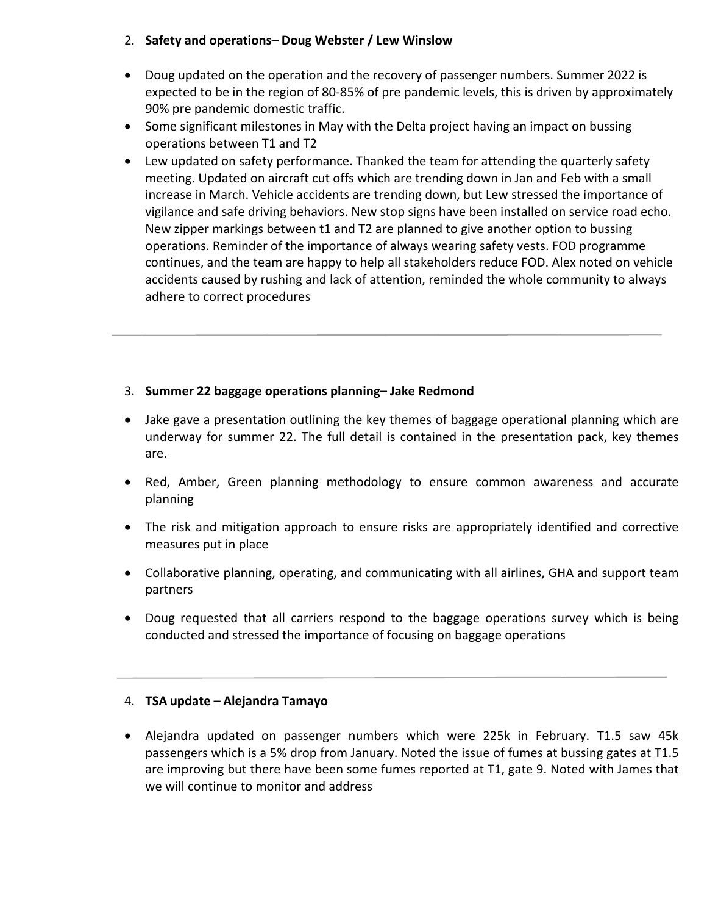2. **Safety and operations– Doug Webster / Lew Winslow**

- Doug updated on the operation and the recovery of passenger numbers. Summer 2022 is expected to be in the region of 80-85% of pre pandemic levels, this is driven by approximately 90% pre pandemic domestic traffic.
- Some significant milestones in May with the Delta project having an impact on bussing operations between T1 and T2
- Lew updated on safety performance. Thanked the team for attending the quarterly safety meeting. Updated on aircraft cut offs which are trending down in Jan and Feb with a small increase in March. Vehicle accidents are trending down, but Lew stressed the importance of vigilance and safe driving behaviors. New stop signs have been installed on service road echo. New zipper markings between t1 and T2 are planned to give another option to bussing operations. Reminder of the importance of always wearing safety vests. FOD programme continues, and the team are happy to help all stakeholders reduce FOD. Alex noted on vehicle accidents caused by rushing and lack of attention, reminded the whole community to always adhere to correct procedures

---

3. **Summer 22 baggage operations planning– Jake Redmond**

- Jake gave a presentation outlining the key themes of baggage operational planning which are underway for summer 22. The full detail is contained in the presentation pack, key themes are.
- Red, Amber, Green planning methodology to ensure common awareness and accurate planning
- The risk and mitigation approach to ensure risks are appropriately identified and corrective measures put in place
- Collaborative planning, operating, and communicating with all airlines, GHA and support team partners
- Doug requested that all carriers respond to the baggage operations survey which is being conducted and stressed the importance of focusing on baggage operations

---

4. **TSA update – Alejandra Tamayo**

- Alejandra updated on passenger numbers which were 225k in February. T1.5 saw 45k passengers which is a 5% drop from January. Noted the issue of fumes at bussing gates at T1.5 are improving but there have been some fumes reported at T1, gate 9. Noted with James that we will continue to monitor and address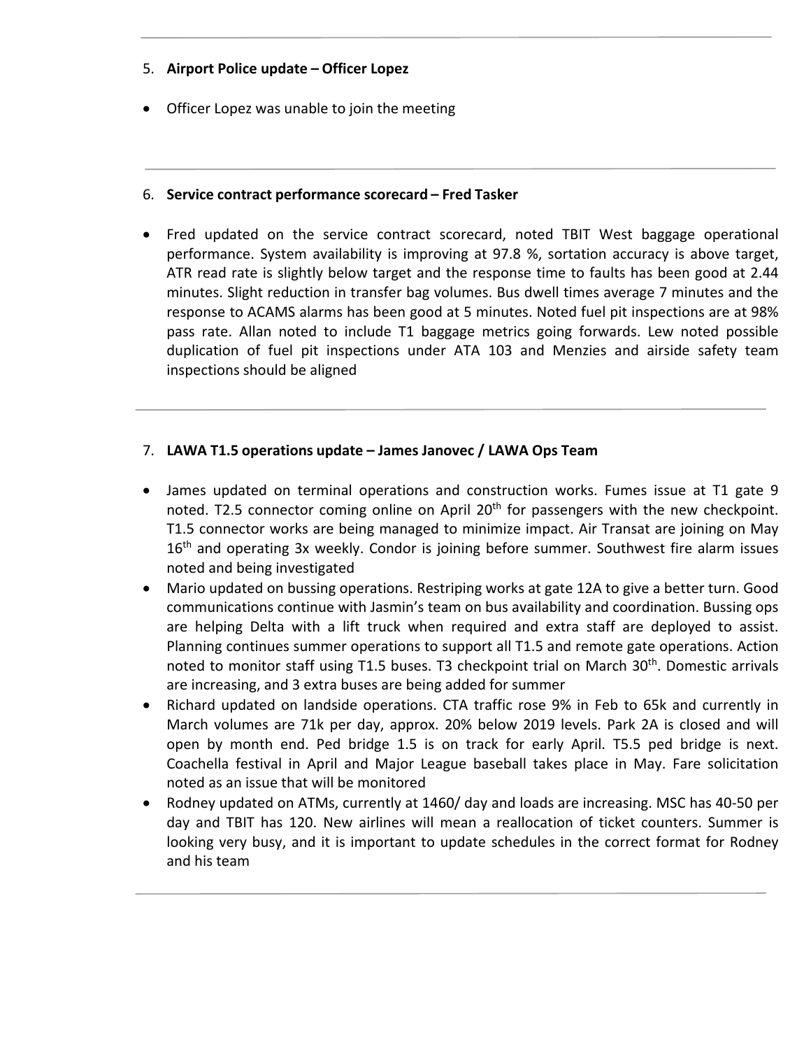5. **Airport Police update – Officer Lopez**

- Officer Lopez was unable to join the meeting

---

6. **Service contract performance scorecard – Fred Tasker**

- Fred updated on the service contract scorecard, noted TBIT West baggage operational performance. System availability is improving at 97.8 %, sortation accuracy is above target, ATR read rate is slightly below target and the response time to faults has been good at 2.44 minutes. Slight reduction in transfer bag volumes. Bus dwell times average 7 minutes and the response to ACAMS alarms has been good at 5 minutes. Noted fuel pit inspections are at 98% pass rate. Allan noted to include T1 baggage metrics going forwards. Lew noted possible duplication of fuel pit inspections under ATA 103 and Menzies and airside safety team inspections should be aligned

---

7. **LAWA T1.5 operations update – James Janovec / LAWA Ops Team**

- James updated on terminal operations and construction works. Fumes issue at T1 gate 9 noted. T2.5 connector coming online on April 20th for passengers with the new checkpoint. T1.5 connector works are being managed to minimize impact. Air Transat are joining on May 16th and operating 3x weekly. Condor is joining before summer. Southwest fire alarm issues noted and being investigated
- Mario updated on bussing operations. Restriping works at gate 12A to give a better turn. Good communications continue with Jasmin's team on bus availability and coordination. Bussing ops are helping Delta with a lift truck when required and extra staff are deployed to assist. Planning continues summer operations to support all T1.5 and remote gate operations. Action noted to monitor staff using T1.5 buses. T3 checkpoint trial on March 30th. Domestic arrivals are increasing, and 3 extra buses are being added for summer
- Richard updated on landside operations. CTA traffic rose 9% in Feb to 65k and currently in March volumes are 71k per day, approx. 20% below 2019 levels. Park 2A is closed and will open by month end. Ped bridge 1.5 is on track for early April. T5.5 ped bridge is next. Coachella festival in April and Major League baseball takes place in May. Fare solicitation noted as an issue that will be monitored
- Rodney updated on ATMs, currently at 1460/ day and loads are increasing. MSC has 40-50 per day and TBIT has 120. New airlines will mean a reallocation of ticket counters. Summer is looking very busy, and it is important to update schedules in the correct format for Rodney and his team

---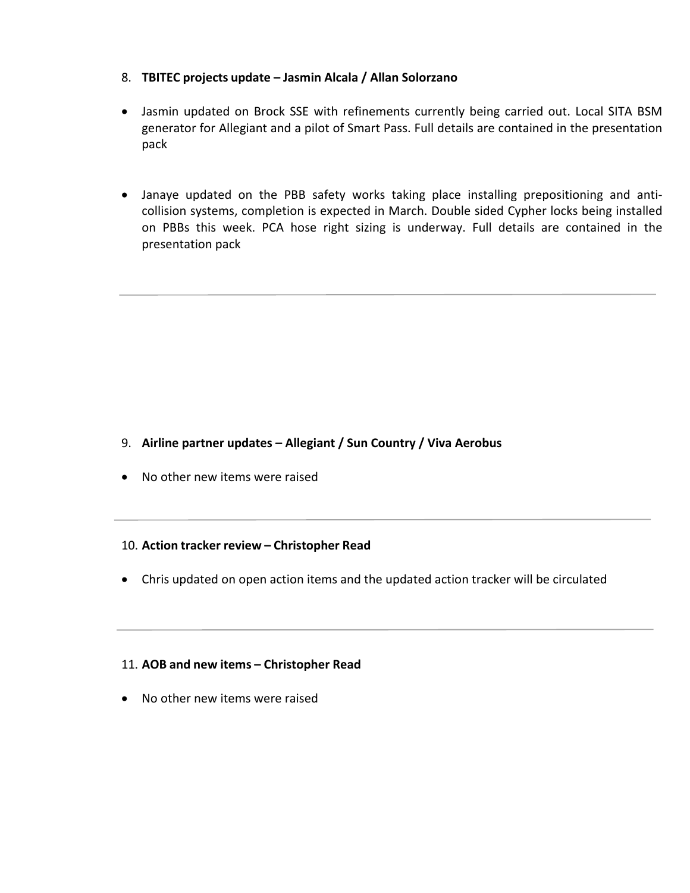8. **TBITEC projects update – Jasmin Alcala / Allan Solorzano**

- Jasmin updated on Brock SSE with refinements currently being carried out. Local SITA BSM generator for Allegiant and a pilot of Smart Pass. Full details are contained in the presentation pack

- Janaye updated on the PBB safety works taking place installing prepositioning and anti-collision systems, completion is expected in March. Double sided Cypher locks being installed on PBBs this week. PCA hose right sizing is underway. Full details are contained in the presentation pack

---

9. **Airline partner updates – Allegiant / Sun Country / Viva Aerobus**

- No other new items were raised

---

10. **Action tracker review – Christopher Read**

- Chris updated on open action items and the updated action tracker will be circulated

---

11. **AOB and new items – Christopher Read**

- No other new items were raised